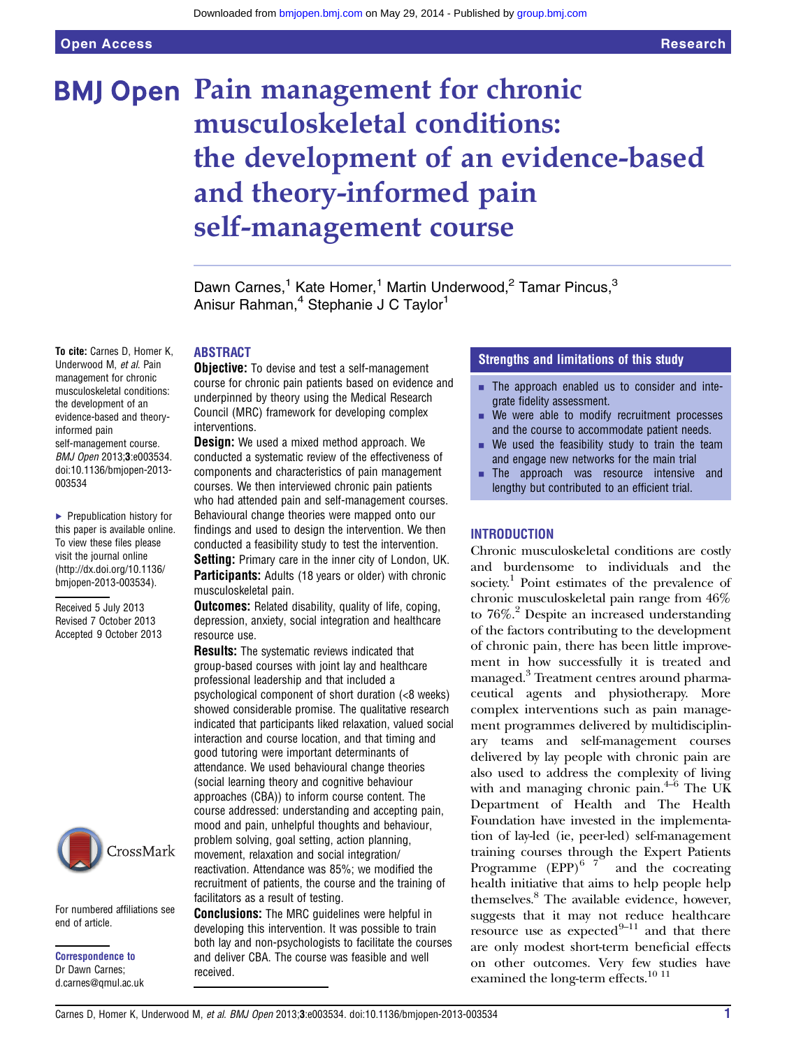Open Access | Research

# Pain management for chronic musculoskeletal conditions: the development of an evidence-based and theory-informed pain self-management course

Dawn Carnes,[1] Kate Homer,[1] Martin Underwood,[2] Tamar Pincus,[3] Anisur Rahman,[4] Stephanie J C Taylor[1]

**To cite:** Carnes D, Homer K, Underwood M, *et al.* Pain management for chronic musculoskeletal conditions: the development of an evidence-based and theory-informed pain self-management course. *BMJ Open* 2013;**3**:e003534. doi:10.1136/bmjopen-2013-003534

▸ Prepublication history for this paper is available online. To view these files please visit the journal online (http://dx.doi.org/10.1136/bmjopen-2013-003534).

Received 5 July 2013
Revised 7 October 2013
Accepted 9 October 2013

For numbered affiliations see end of article.

**Correspondence to**
Dr Dawn Carnes;
d.carnes@qmul.ac.uk

## ABSTRACT

**Objective:** To devise and test a self-management course for chronic pain patients based on evidence and underpinned by theory using the Medical Research Council (MRC) framework for developing complex interventions.

**Design:** We used a mixed method approach. We conducted a systematic review of the effectiveness of components and characteristics of pain management courses. We then interviewed chronic pain patients who had attended pain and self-management courses. Behavioural change theories were mapped onto our findings and used to design the intervention. We then conducted a feasibility study to test the intervention.

**Setting:** Primary care in the inner city of London, UK.

**Participants:** Adults (18 years or older) with chronic musculoskeletal pain.

**Outcomes:** Related disability, quality of life, coping, depression, anxiety, social integration and healthcare resource use.

**Results:** The systematic reviews indicated that group-based courses with joint lay and healthcare professional leadership and that included a psychological component of short duration (<8 weeks) showed considerable promise. The qualitative research indicated that participants liked relaxation, valued social interaction and course location, and that timing and good tutoring were important determinants of attendance. We used behavioural change theories (social learning theory and cognitive behaviour approaches (CBA)) to inform course content. The course addressed: understanding and accepting pain, mood and pain, unhelpful thoughts and behaviour, problem solving, goal setting, action planning, movement, relaxation and social integration/reactivation. Attendance was 85%; we modified the recruitment of patients, the course and the training of facilitators as a result of testing.

**Conclusions:** The MRC guidelines were helpful in developing this intervention. It was possible to train both lay and non-psychologists to facilitate the courses and deliver CBA. The course was feasible and well received.

## Strengths and limitations of this study

- The approach enabled us to consider and integrate fidelity assessment.
- We were able to modify recruitment processes and the course to accommodate patient needs.
- We used the feasibility study to train the team and engage new networks for the main trial
- The approach was resource intensive and lengthy but contributed to an efficient trial.

## INTRODUCTION

Chronic musculoskeletal conditions are costly and burdensome to individuals and the society.[1] Point estimates of the prevalence of chronic musculoskeletal pain range from 46% to 76%.[2] Despite an increased understanding of the factors contributing to the development of chronic pain, there has been little improvement in how successfully it is treated and managed.[3] Treatment centres around pharmaceutical agents and physiotherapy. More complex interventions such as pain management programmes delivered by multidisciplinary teams and self-management courses delivered by lay people with chronic pain are also used to address the complexity of living with and managing chronic pain.[4–6] The UK Department of Health and The Health Foundation have invested in the implementation of lay-led (ie, peer-led) self-management training courses through the Expert Patients Programme (EPP)[6 7] and the cocreating health initiative that aims to help people help themselves.[8] The available evidence, however, suggests that it may not reduce healthcare resource use as expected[9–11] and that there are only modest short-term beneficial effects on other outcomes. Very few studies have examined the long-term effects.[10 11]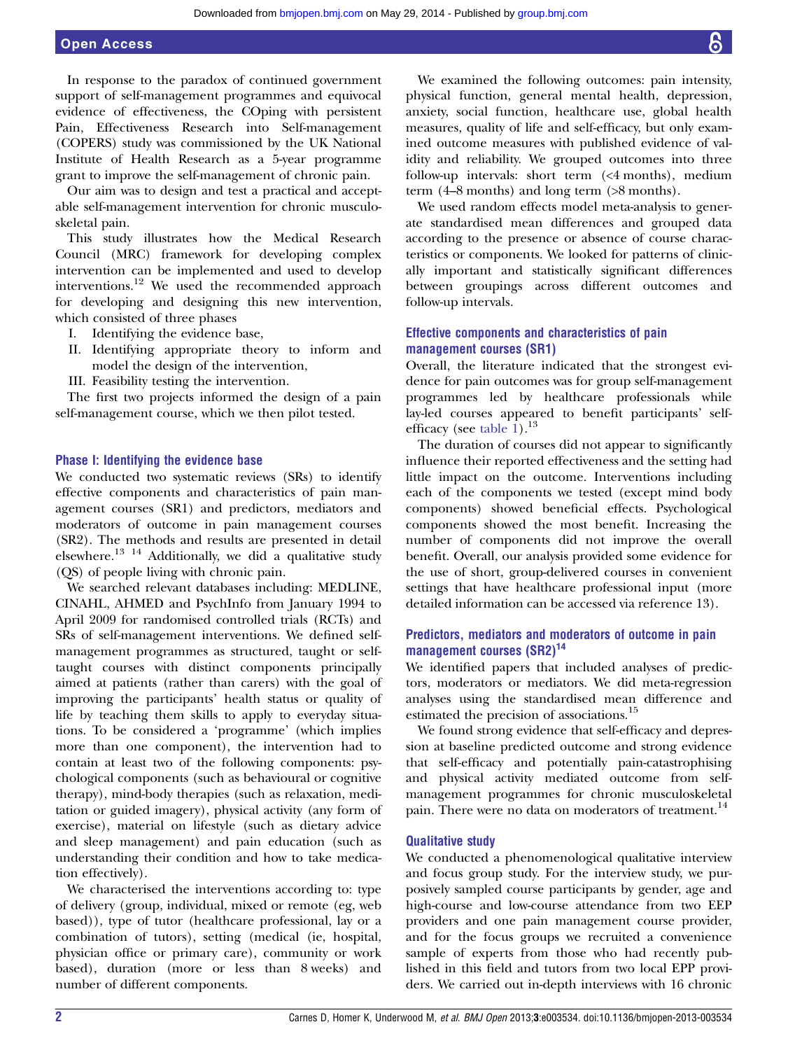In response to the paradox of continued government support of self-management programmes and equivocal evidence of effectiveness, the COping with persistent Pain, Effectiveness Research into Self-management (COPERS) study was commissioned by the UK National Institute of Health Research as a 5-year programme grant to improve the self-management of chronic pain.

Our aim was to design and test a practical and acceptable self-management intervention for chronic musculoskeletal pain.

This study illustrates how the Medical Research Council (MRC) framework for developing complex intervention can be implemented and used to develop interventions.[12] We used the recommended approach for developing and designing this new intervention, which consisted of three phases

I. Identifying the evidence base,
II. Identifying appropriate theory to inform and model the design of the intervention,
III. Feasibility testing the intervention.

The first two projects informed the design of a pain self-management course, which we then pilot tested.

### Phase I: Identifying the evidence base

We conducted two systematic reviews (SRs) to identify effective components and characteristics of pain management courses (SR1) and predictors, mediators and moderators of outcome in pain management courses (SR2). The methods and results are presented in detail elsewhere.[13 14] Additionally, we did a qualitative study (QS) of people living with chronic pain.

We searched relevant databases including: MEDLINE, CINAHL, AHMED and PsychInfo from January 1994 to April 2009 for randomised controlled trials (RCTs) and SRs of self-management interventions. We defined self-management programmes as structured, taught or self-taught courses with distinct components principally aimed at patients (rather than carers) with the goal of improving the participants' health status or quality of life by teaching them skills to apply to everyday situations. To be considered a 'programme' (which implies more than one component), the intervention had to contain at least two of the following components: psychological components (such as behavioural or cognitive therapy), mind-body therapies (such as relaxation, meditation or guided imagery), physical activity (any form of exercise), material on lifestyle (such as dietary advice and sleep management) and pain education (such as understanding their condition and how to take medication effectively).

We characterised the interventions according to: type of delivery (group, individual, mixed or remote (eg, web based)), type of tutor (healthcare professional, lay or a combination of tutors), setting (medical (ie, hospital, physician office or primary care), community or work based), duration (more or less than 8 weeks) and number of different components.

We examined the following outcomes: pain intensity, physical function, general mental health, depression, anxiety, social function, healthcare use, global health measures, quality of life and self-efficacy, but only examined outcome measures with published evidence of validity and reliability. We grouped outcomes into three follow-up intervals: short term (<4 months), medium term (4–8 months) and long term (>8 months).

We used random effects model meta-analysis to generate standardised mean differences and grouped data according to the presence or absence of course characteristics or components. We looked for patterns of clinically important and statistically significant differences between groupings across different outcomes and follow-up intervals.

### Effective components and characteristics of pain management courses (SR1)

Overall, the literature indicated that the strongest evidence for pain outcomes was for group self-management programmes led by healthcare professionals while lay-led courses appeared to benefit participants' self-efficacy (see table 1).[13]

The duration of courses did not appear to significantly influence their reported effectiveness and the setting had little impact on the outcome. Interventions including each of the components we tested (except mind body components) showed beneficial effects. Psychological components showed the most benefit. Increasing the number of components did not improve the overall benefit. Overall, our analysis provided some evidence for the use of short, group-delivered courses in convenient settings that have healthcare professional input (more detailed information can be accessed via reference 13).

### Predictors, mediators and moderators of outcome in pain management courses (SR2)[14]

We identified papers that included analyses of predictors, moderators or mediators. We did meta-regression analyses using the standardised mean difference and estimated the precision of associations.[15]

We found strong evidence that self-efficacy and depression at baseline predicted outcome and strong evidence that self-efficacy and potentially pain-catastrophising and physical activity mediated outcome from self-management programmes for chronic musculoskeletal pain. There were no data on moderators of treatment.[14]

### Qualitative study

We conducted a phenomenological qualitative interview and focus group study. For the interview study, we purposively sampled course participants by gender, age and high-course and low-course attendance from two EEP providers and one pain management course provider, and for the focus groups we recruited a convenience sample of experts from those who had recently published in this field and tutors from two local EPP providers. We carried out in-depth interviews with 16 chronic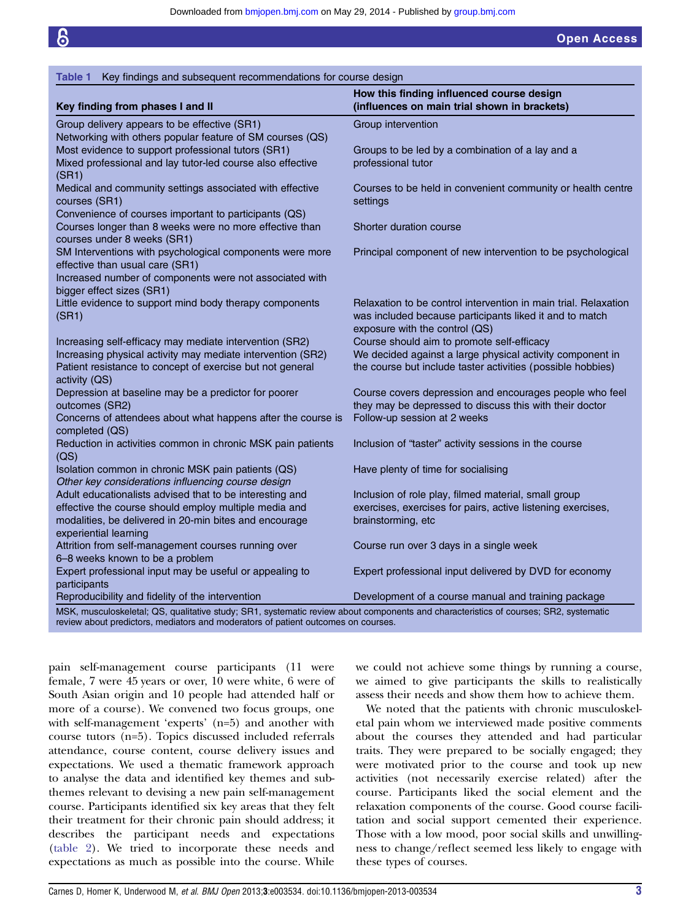**Table 1** Key findings and subsequent recommendations for course design

| Key finding from phases I and II | How this finding influenced course design (influences on main trial shown in brackets) |
|---|---|
| Group delivery appears to be effective (SR1)<br>Networking with others popular feature of SM courses (QS) | Group intervention |
| Most evidence to support professional tutors (SR1)<br>Mixed professional and lay tutor-led course also effective (SR1) | Groups to be led by a combination of a lay and a professional tutor |
| Medical and community settings associated with effective courses (SR1)<br>Convenience of courses important to participants (QS) | Courses to be held in convenient community or health centre settings |
| Courses longer than 8 weeks were no more effective than courses under 8 weeks (SR1) | Shorter duration course |
| SM Interventions with psychological components were more effective than usual care (SR1)<br>Increased number of components were not associated with bigger effect sizes (SR1) | Principal component of new intervention to be psychological |
| Little evidence to support mind body therapy components (SR1) | Relaxation to be control intervention in main trial. Relaxation was included because participants liked it and to match exposure with the control (QS) |
| Increasing self-efficacy may mediate intervention (SR2) | Course should aim to promote self-efficacy |
| Increasing physical activity may mediate intervention (SR2)<br>Patient resistance to concept of exercise but not general activity (QS) | We decided against a large physical activity component in the course but include taster activities (possible hobbies) |
| Depression at baseline may be a predictor for poorer outcomes (SR2) | Course covers depression and encourages people who feel they may be depressed to discuss this with their doctor |
| Concerns of attendees about what happens after the course is completed (QS) | Follow-up session at 2 weeks |
| Reduction in activities common in chronic MSK pain patients (QS) | Inclusion of "taster" activity sessions in the course |
| Isolation common in chronic MSK pain patients (QS) | Have plenty of time for socialising |
| *Other key considerations influencing course design* | |
| Adult educationalists advised that to be interesting and effective the course should employ multiple media and modalities, be delivered in 20-min bites and encourage experiential learning | Inclusion of role play, filmed material, small group exercises, exercises for pairs, active listening exercises, brainstorming, etc |
| Attrition from self-management courses running over 6–8 weeks known to be a problem | Course run over 3 days in a single week |
| Expert professional input may be useful or appealing to participants | Expert professional input delivered by DVD for economy |
| Reproducibility and fidelity of the intervention | Development of a course manual and training package |

MSK, musculoskeletal; QS, qualitative study; SR1, systematic review about components and characteristics of courses; SR2, systematic review about predictors, mediators and moderators of patient outcomes on courses.

pain self-management course participants (11 were female, 7 were 45 years or over, 10 were white, 6 were of South Asian origin and 10 people had attended half or more of a course). We convened two focus groups, one with self-management 'experts' (n=5) and another with course tutors (n=5). Topics discussed included referrals attendance, course content, course delivery issues and expectations. We used a thematic framework approach to analyse the data and identified key themes and subthemes relevant to devising a new pain self-management course. Participants identified six key areas that they felt their treatment for their chronic pain should address; it describes the participant needs and expectations (table 2). We tried to incorporate these needs and expectations as much as possible into the course. While we could not achieve some things by running a course, we aimed to give participants the skills to realistically assess their needs and show them how to achieve them.

We noted that the patients with chronic musculoskeletal pain whom we interviewed made positive comments about the courses they attended and had particular traits. They were prepared to be socially engaged; they were motivated prior to the course and took up new activities (not necessarily exercise related) after the course. Participants liked the social element and the relaxation components of the course. Good course facilitation and social support cemented their experience. Those with a low mood, poor social skills and unwillingness to change/reflect seemed less likely to engage with these types of courses.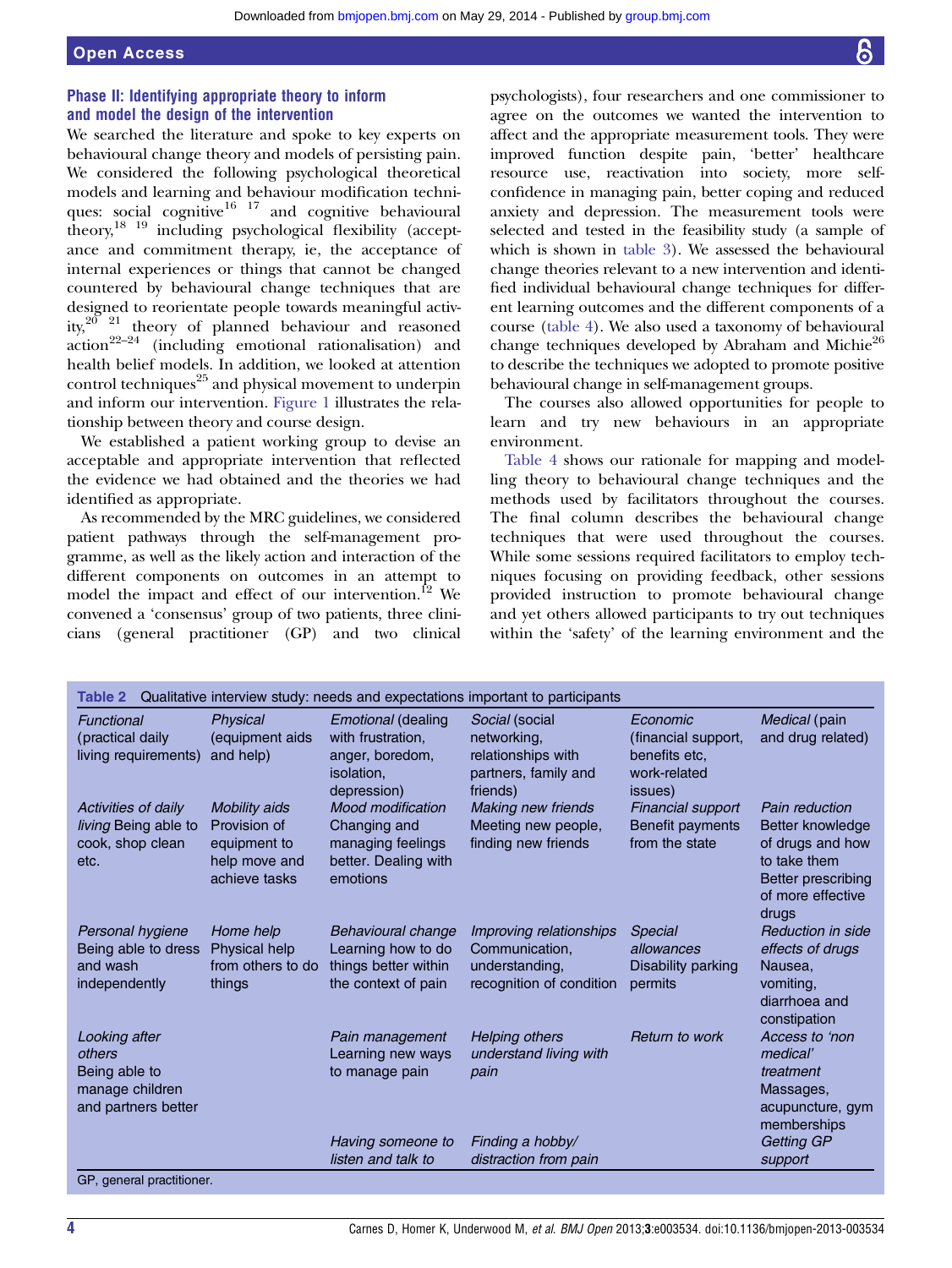### Phase II: Identifying appropriate theory to inform and model the design of the intervention

We searched the literature and spoke to key experts on behavioural change theory and models of persisting pain. We considered the following psychological theoretical models and learning and behaviour modification techniques: social cognitive[16 17] and cognitive behavioural theory,[18 19] including psychological flexibility (acceptance and commitment therapy, ie, the acceptance of internal experiences or things that cannot be changed countered by behavioural change techniques that are designed to reorientate people towards meaningful activity,[20 21] theory of planned behaviour and reasoned action[22–24] (including emotional rationalisation) and health belief models. In addition, we looked at attention control techniques[25] and physical movement to underpin and inform our intervention. Figure 1 illustrates the relationship between theory and course design.

We established a patient working group to devise an acceptable and appropriate intervention that reflected the evidence we had obtained and the theories we had identified as appropriate.

As recommended by the MRC guidelines, we considered patient pathways through the self-management programme, as well as the likely action and interaction of the different components on outcomes in an attempt to model the impact and effect of our intervention.[12] We convened a 'consensus' group of two patients, three clinicians (general practitioner (GP) and two clinical psychologists), four researchers and one commissioner to agree on the outcomes we wanted the intervention to affect and the appropriate measurement tools. They were improved function despite pain, 'better' healthcare resource use, reactivation into society, more self-confidence in managing pain, better coping and reduced anxiety and depression. The measurement tools were selected and tested in the feasibility study (a sample of which is shown in table 3). We assessed the behavioural change theories relevant to a new intervention and identified individual behavioural change techniques for different learning outcomes and the different components of a course (table 4). We also used a taxonomy of behavioural change techniques developed by Abraham and Michie[26] to describe the techniques we adopted to promote positive behavioural change in self-management groups.

The courses also allowed opportunities for people to learn and try new behaviours in an appropriate environment.

Table 4 shows our rationale for mapping and modelling theory to behavioural change techniques and the methods used by facilitators throughout the courses. The final column describes the behavioural change techniques that were used throughout the courses. While some sessions required facilitators to employ techniques focusing on providing feedback, other sessions provided instruction to promote behavioural change and yet others allowed participants to try out techniques within the 'safety' of the learning environment and the

**Table 2** Qualitative interview study: needs and expectations important to participants

| *Functional* (practical daily living requirements) | *Physical* (equipment aids and help) | *Emotional* (dealing with frustration, anger, boredom, isolation, depression) | *Social* (social networking, relationships with partners, family and friends) | *Economic* (financial support, benefits etc, work-related issues) | *Medical* (pain and drug related) |
|---|---|---|---|---|---|
| *Activities of daily living* Being able to cook, shop clean etc. | *Mobility aids* Provision of equipment to help move and achieve tasks | *Mood modification* Changing and managing feelings better. Dealing with emotions | *Making new friends* Meeting new people, finding new friends | *Financial support* Benefit payments from the state | *Pain reduction* Better knowledge of drugs and how to take them Better prescribing of more effective drugs |
| *Personal hygiene* Being able to dress and wash independently | *Home help* Physical help from others to do things | *Behavioural change* Learning how to do things better within the context of pain | *Improving relationships* Communication, understanding, recognition of condition | *Special allowances* Disability parking permits | *Reduction in side effects of drugs* Nausea, vomiting, diarrhoea and constipation |
| *Looking after others* Being able to manage children and partners better | | *Pain management* Learning new ways to manage pain | *Helping others understand living with pain* | *Return to work* | *Access to 'non medical' treatment* Massages, acupuncture, gym memberships |
| | | *Having someone to listen and talk to* | *Finding a hobby/ distraction from pain* | | *Getting GP support* |

GP, general practitioner.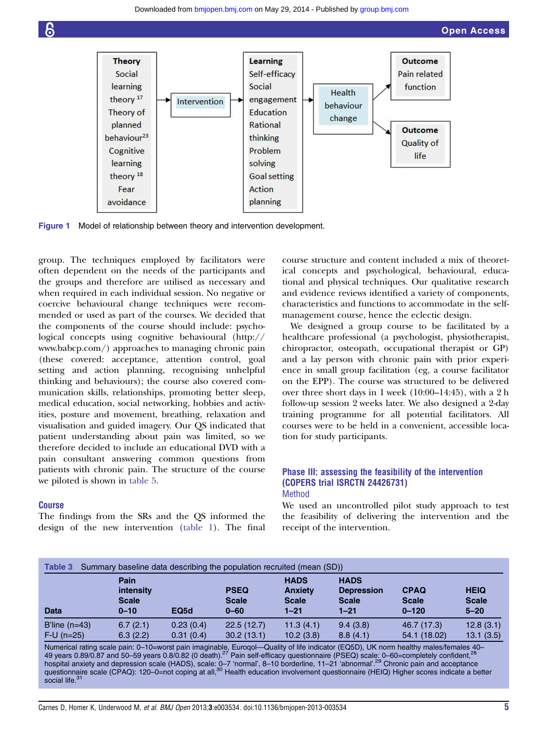Theory: Social learning theory[17]; Theory of planned behaviour[23]; Cognitive learning theory[18]; Fear avoidance → Intervention → Learning: Self-efficacy; Social engagement; Education; Rational thinking; Problem solving; Goal setting; Action planning → Health behaviour change → Outcome: Pain related function; Outcome: Quality of life

**Figure 1** Model of relationship between theory and intervention development.

group. The techniques employed by facilitators were often dependent on the needs of the participants and the groups and therefore are utilised as necessary and when required in each individual session. No negative or coercive behavioural change techniques were recommended or used as part of the courses. We decided that the components of the course should include: psychological concepts using cognitive behavioural (http://www.babcp.com/) approaches to managing chronic pain (these covered: acceptance, attention control, goal setting and action planning, recognising unhelpful thinking and behaviours); the course also covered communication skills, relationships, promoting better sleep, medical education, social networking, hobbies and activities, posture and movement, breathing, relaxation and visualisation and guided imagery. Our QS indicated that patient understanding about pain was limited, so we therefore decided to include an educational DVD with a pain consultant answering common questions from patients with chronic pain. The structure of the course we piloted is shown in table 5.

### Course

The findings from the SRs and the QS informed the design of the new intervention (table 1). The final course structure and content included a mix of theoretical concepts and psychological, behavioural, educational and physical techniques. Our qualitative research and evidence reviews identified a variety of components, characteristics and functions to accommodate in the self-management course, hence the eclectic design.

We designed a group course to be facilitated by a healthcare professional (a psychologist, physiotherapist, chiropractor, osteopath, occupational therapist or GP) and a lay person with chronic pain with prior experience in small group facilitation (eg, a course facilitator on the EPP). The course was structured to be delivered over three short days in 1 week (10:00–14:45), with a 2 h follow-up session 2 weeks later. We also designed a 2-day training programme for all potential facilitators. All courses were to be held in a convenient, accessible location for study participants.

## Phase III: assessing the feasibility of the intervention (COPERS trial ISRCTN 24426731)

### Method

We used an uncontrolled pilot study approach to test the feasibility of delivering the intervention and the receipt of the intervention.

**Table 3** Summary baseline data describing the population recruited (mean (SD))

| Data | Pain intensity Scale 0–10 | EQ5d | PSEQ Scale 0–60 | HADS Anxiety Scale 1–21 | HADS Depression Scale 1–21 | CPAQ Scale 0–120 | HEIQ Scale 5–20 |
|---|---|---|---|---|---|---|---|
| B'line (n=43) | 6.7 (2.1) | 0.23 (0.4) | 22.5 (12.7) | 11.3 (4.1) | 9.4 (3.8) | 46.7 (17.3) | 12.8 (3.1) |
| F-U (n=25) | 6.3 (2.2) | 0.31 (0.4) | 30.2 (13.1) | 10.2 (3.8) | 8.8 (4.1) | 54.1 (18.02) | 13.1 (3.5) |

Numerical rating scale pain: 0–10=worst pain imaginable, Euroqol—Quality of life indicator (EQ5D), UK norm healthy males/females 40–49 years 0.89/0.87 and 50–59 years 0.8/0.82 (0 death).[27] Pain self-efficacy questionnaire (PSEQ) scale: 0–60=completely confident,[28] hospital anxiety and depression scale (HADS), scale: 0–7 'normal', 8–10 borderline, 11–21 'abnormal'.[29] Chronic pain and acceptance questionnaire scale (CPAQ): 120–0=not coping at all,[30] Health education involvement questionnaire (HEIQ) Higher scores indicate a better social life.[31]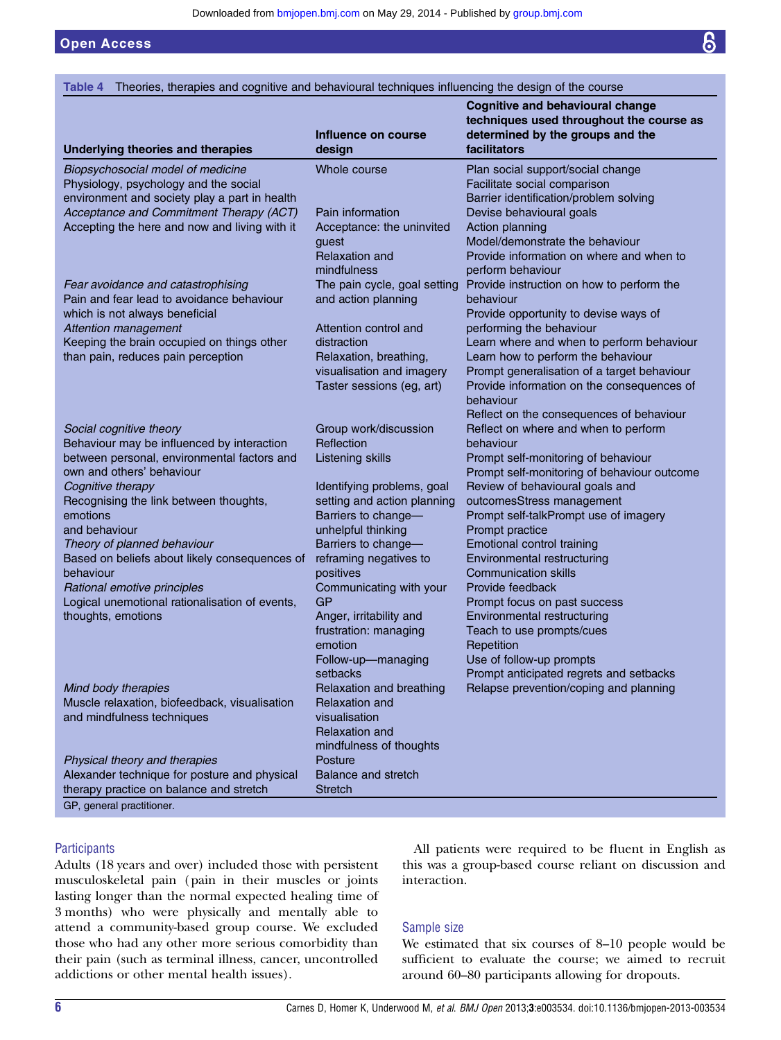**Table 4** Theories, therapies and cognitive and behavioural techniques influencing the design of the course

| Underlying theories and therapies | Influence on course design | Cognitive and behavioural change techniques used throughout the course as determined by the groups and the facilitators |
|---|---|---|
| *Biopsychosocial model of medicine*<br>Physiology, psychology and the social environment and society play a part in health | Whole course | Plan social support/social change<br>Facilitate social comparison<br>Barrier identification/problem solving |
| *Acceptance and Commitment Therapy (ACT)*<br>Accepting the here and now and living with it | Pain information<br>Acceptance: the uninvited guest<br>Relaxation and mindfulness | Devise behavioural goals<br>Action planning<br>Model/demonstrate the behaviour<br>Provide information on where and when to perform behaviour |
| *Fear avoidance and catastrophising*<br>Pain and fear lead to avoidance behaviour which is not always beneficial | The pain cycle, goal setting and action planning | Provide instruction on how to perform the behaviour<br>Provide opportunity to devise ways of performing the behaviour |
| *Attention management*<br>Keeping the brain occupied on things other than pain, reduces pain perception | Attention control and distraction<br>Relaxation, breathing, visualisation and imagery<br>Taster sessions (eg, art) | Learn where and when to perform behaviour<br>Learn how to perform the behaviour<br>Prompt generalisation of a target behaviour<br>Provide information on the consequences of behaviour<br>Reflect on the consequences of behaviour |
| *Social cognitive theory*<br>Behaviour may be influenced by interaction between personal, environmental factors and own and others' behaviour | Group work/discussion<br>Reflection<br>Listening skills | Reflect on where and when to perform behaviour<br>Prompt self-monitoring of behaviour<br>Prompt self-monitoring of behaviour outcome |
| *Cognitive therapy*<br>Recognising the link between thoughts, emotions and behaviour | Identifying problems, goal setting and action planning<br>Barriers to change—unhelpful thinking | Review of behavioural goals and outcomesStress management<br>Prompt self-talkPrompt use of imagery<br>Prompt practice |
| *Theory of planned behaviour*<br>Based on beliefs about likely consequences of behaviour | Barriers to change—reframing negatives to positives | Emotional control training<br>Environmental restructuring<br>Communication skills |
| *Rational emotive principles*<br>Logical unemotional rationalisation of events, thoughts, emotions | Communicating with your GP<br>Anger, irritability and frustration: managing emotion<br>Follow-up—managing setbacks | Provide feedback<br>Prompt focus on past success<br>Environmental restructuring<br>Teach to use prompts/cues<br>Repetition<br>Use of follow-up prompts<br>Prompt anticipated regrets and setbacks |
| *Mind body therapies*<br>Muscle relaxation, biofeedback, visualisation and mindfulness techniques | Relaxation and breathing<br>Relaxation and visualisation<br>Relaxation and mindfulness of thoughts | Relapse prevention/coping and planning |
| *Physical theory and therapies*<br>Alexander technique for posture and physical therapy practice on balance and stretch | Posture<br>Balance and stretch<br>Stretch | |

GP, general practitioner.

### Participants

Adults (18 years and over) included those with persistent musculoskeletal pain (pain in their muscles or joints lasting longer than the normal expected healing time of 3 months) who were physically and mentally able to attend a community-based group course. We excluded those who had any other more serious comorbidity than their pain (such as terminal illness, cancer, uncontrolled addictions or other mental health issues).

All patients were required to be fluent in English as this was a group-based course reliant on discussion and interaction.

### Sample size

We estimated that six courses of 8–10 people would be sufficient to evaluate the course; we aimed to recruit around 60–80 participants allowing for dropouts.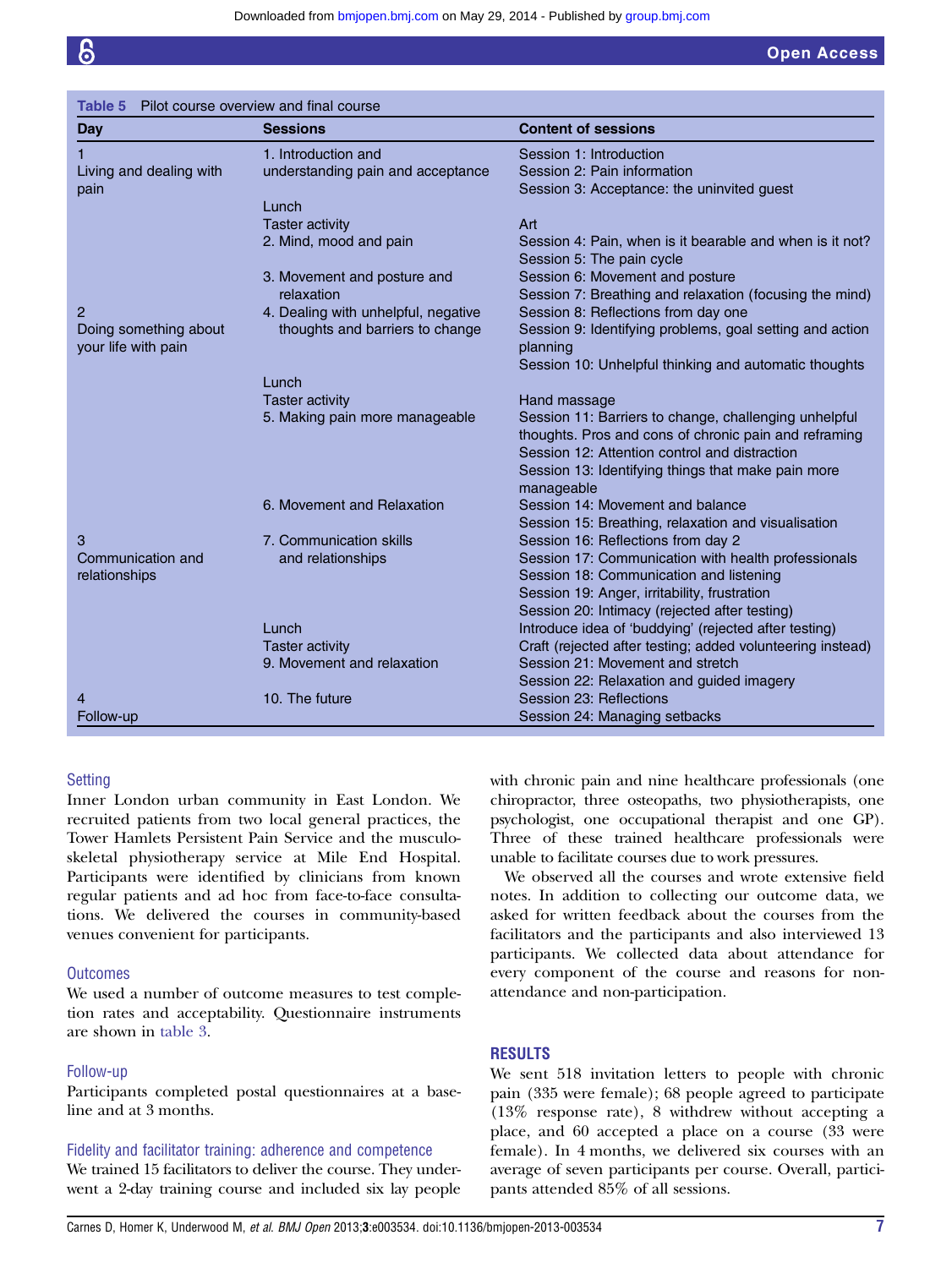Table 5 Pilot course overview and final course

| Day | Sessions | Content of sessions |
|---|---|---|
| 1 Living and dealing with pain | 1. Introduction and understanding pain and acceptance | Session 1: Introduction<br>Session 2: Pain information<br>Session 3: Acceptance: the uninvited guest |
| | Lunch | |
| | Taster activity | Art |
| | 2. Mind, mood and pain | Session 4: Pain, when is it bearable and when is it not?<br>Session 5: The pain cycle |
| | 3. Movement and posture and relaxation | Session 6: Movement and posture<br>Session 7: Breathing and relaxation (focusing the mind) |
| 2 Doing something about your life with pain | 4. Dealing with unhelpful, negative thoughts and barriers to change | Session 8: Reflections from day one<br>Session 9: Identifying problems, goal setting and action planning<br>Session 10: Unhelpful thinking and automatic thoughts |
| | Lunch | |
| | Taster activity | Hand massage |
| | 5. Making pain more manageable | Session 11: Barriers to change, challenging unhelpful thoughts. Pros and cons of chronic pain and reframing<br>Session 12: Attention control and distraction<br>Session 13: Identifying things that make pain more manageable |
| | 6. Movement and Relaxation | Session 14: Movement and balance<br>Session 15: Breathing, relaxation and visualisation |
| 3 Communication and relationships | 7. Communication skills and relationships | Session 16: Reflections from day 2<br>Session 17: Communication with health professionals<br>Session 18: Communication and listening<br>Session 19: Anger, irritability, frustration<br>Session 20: Intimacy (rejected after testing) |
| | Lunch | Introduce idea of 'buddying' (rejected after testing) |
| | Taster activity | Craft (rejected after testing; added volunteering instead) |
| | 9. Movement and relaxation | Session 21: Movement and stretch<br>Session 22: Relaxation and guided imagery |
| 4 Follow-up | 10. The future | Session 23: Reflections<br>Session 24: Managing setbacks |

### Setting

Inner London urban community in East London. We recruited patients from two local general practices, the Tower Hamlets Persistent Pain Service and the musculoskeletal physiotherapy service at Mile End Hospital. Participants were identified by clinicians from known regular patients and ad hoc from face-to-face consultations. We delivered the courses in community-based venues convenient for participants.

### Outcomes

We used a number of outcome measures to test completion rates and acceptability. Questionnaire instruments are shown in table 3.

### Follow-up

Participants completed postal questionnaires at a baseline and at 3 months.

### Fidelity and facilitator training: adherence and competence

We trained 15 facilitators to deliver the course. They underwent a 2-day training course and included six lay people with chronic pain and nine healthcare professionals (one chiropractor, three osteopaths, two physiotherapists, one psychologist, one occupational therapist and one GP). Three of these trained healthcare professionals were unable to facilitate courses due to work pressures.

We observed all the courses and wrote extensive field notes. In addition to collecting our outcome data, we asked for written feedback about the courses from the facilitators and the participants and also interviewed 13 participants. We collected data about attendance for every component of the course and reasons for non-attendance and non-participation.

## RESULTS

We sent 518 invitation letters to people with chronic pain (335 were female); 68 people agreed to participate (13% response rate), 8 withdrew without accepting a place, and 60 accepted a place on a course (33 were female). In 4 months, we delivered six courses with an average of seven participants per course. Overall, participants attended 85% of all sessions.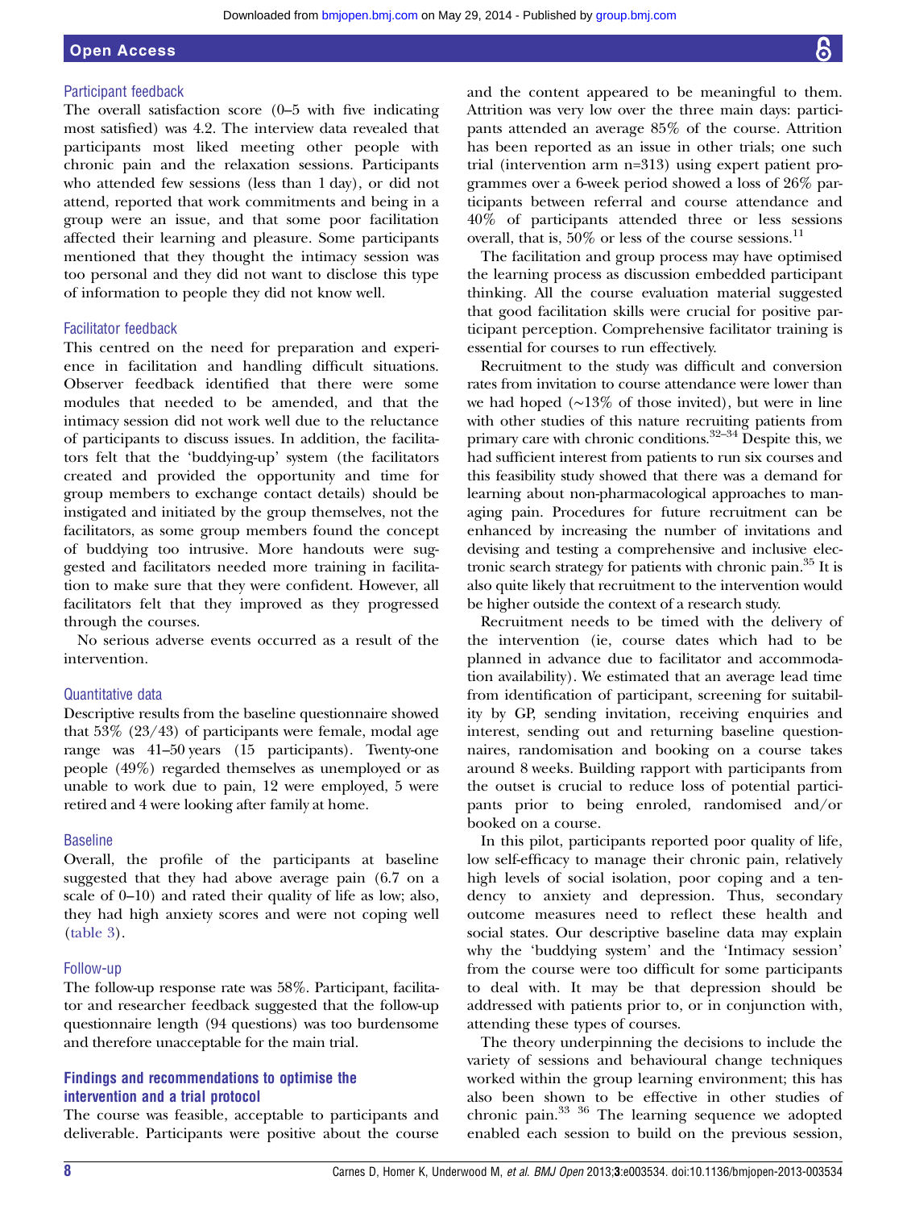### Participant feedback

The overall satisfaction score (0–5 with five indicating most satisfied) was 4.2. The interview data revealed that participants most liked meeting other people with chronic pain and the relaxation sessions. Participants who attended few sessions (less than 1 day), or did not attend, reported that work commitments and being in a group were an issue, and that some poor facilitation affected their learning and pleasure. Some participants mentioned that they thought the intimacy session was too personal and they did not want to disclose this type of information to people they did not know well.

### Facilitator feedback

This centred on the need for preparation and experience in facilitation and handling difficult situations. Observer feedback identified that there were some modules that needed to be amended, and that the intimacy session did not work well due to the reluctance of participants to discuss issues. In addition, the facilitators felt that the 'buddying-up' system (the facilitators created and provided the opportunity and time for group members to exchange contact details) should be instigated and initiated by the group themselves, not the facilitators, as some group members found the concept of buddying too intrusive. More handouts were suggested and facilitators needed more training in facilitation to make sure that they were confident. However, all facilitators felt that they improved as they progressed through the courses.

No serious adverse events occurred as a result of the intervention.

### Quantitative data

Descriptive results from the baseline questionnaire showed that 53% (23/43) of participants were female, modal age range was 41–50 years (15 participants). Twenty-one people (49%) regarded themselves as unemployed or as unable to work due to pain, 12 were employed, 5 were retired and 4 were looking after family at home.

### Baseline

Overall, the profile of the participants at baseline suggested that they had above average pain (6.7 on a scale of 0–10) and rated their quality of life as low; also, they had high anxiety scores and were not coping well (table 3).

### Follow-up

The follow-up response rate was 58%. Participant, facilitator and researcher feedback suggested that the follow-up questionnaire length (94 questions) was too burdensome and therefore unacceptable for the main trial.

## Findings and recommendations to optimise the intervention and a trial protocol

The course was feasible, acceptable to participants and deliverable. Participants were positive about the course and the content appeared to be meaningful to them. Attrition was very low over the three main days: participants attended an average 85% of the course. Attrition has been reported as an issue in other trials; one such trial (intervention arm n=313) using expert patient programmes over a 6-week period showed a loss of 26% participants between referral and course attendance and 40% of participants attended three or less sessions overall, that is, 50% or less of the course sessions.[11]

The facilitation and group process may have optimised the learning process as discussion embedded participant thinking. All the course evaluation material suggested that good facilitation skills were crucial for positive participant perception. Comprehensive facilitator training is essential for courses to run effectively.

Recruitment to the study was difficult and conversion rates from invitation to course attendance were lower than we had hoped (~13% of those invited), but were in line with other studies of this nature recruiting patients from primary care with chronic conditions.[32–34] Despite this, we had sufficient interest from patients to run six courses and this feasibility study showed that there was a demand for learning about non-pharmacological approaches to managing pain. Procedures for future recruitment can be enhanced by increasing the number of invitations and devising and testing a comprehensive and inclusive electronic search strategy for patients with chronic pain.[35] It is also quite likely that recruitment to the intervention would be higher outside the context of a research study.

Recruitment needs to be timed with the delivery of the intervention (ie, course dates which had to be planned in advance due to facilitator and accommodation availability). We estimated that an average lead time from identification of participant, screening for suitability by GP, sending invitation, receiving enquiries and interest, sending out and returning baseline questionnaires, randomisation and booking on a course takes around 8 weeks. Building rapport with participants from the outset is crucial to reduce loss of potential participants prior to being enroled, randomised and/or booked on a course.

In this pilot, participants reported poor quality of life, low self-efficacy to manage their chronic pain, relatively high levels of social isolation, poor coping and a tendency to anxiety and depression. Thus, secondary outcome measures need to reflect these health and social states. Our descriptive baseline data may explain why the 'buddying system' and the 'Intimacy session' from the course were too difficult for some participants to deal with. It may be that depression should be addressed with patients prior to, or in conjunction with, attending these types of courses.

The theory underpinning the decisions to include the variety of sessions and behavioural change techniques worked within the group learning environment; this has also been shown to be effective in other studies of chronic pain.[33 36] The learning sequence we adopted enabled each session to build on the previous session,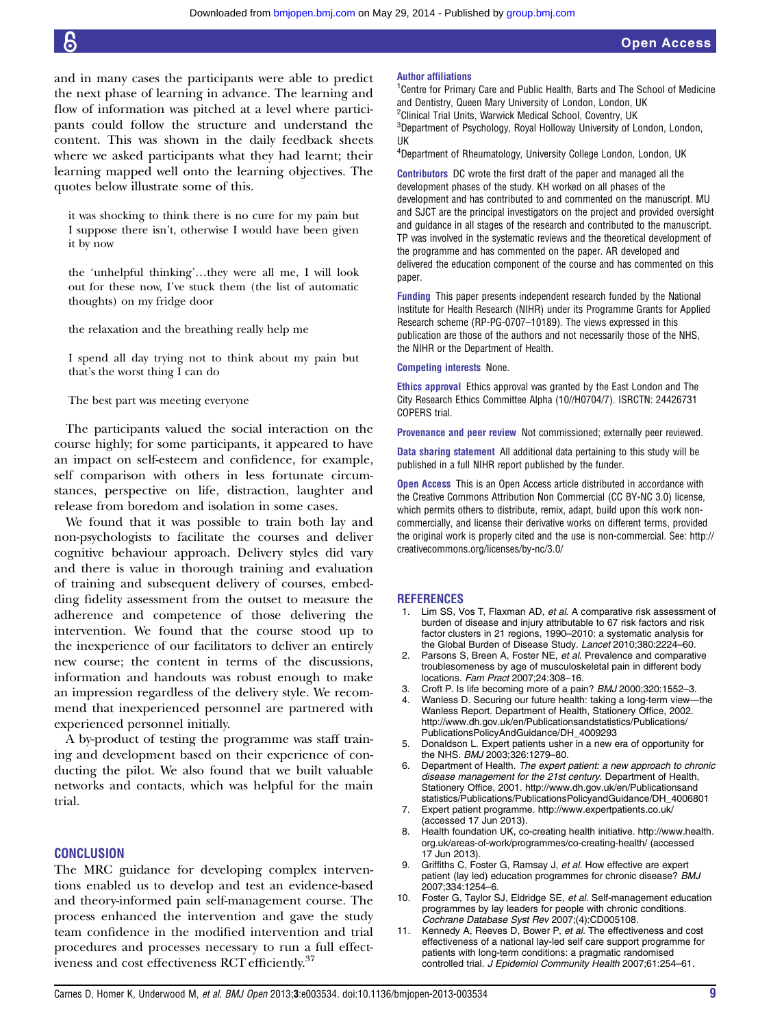and in many cases the participants were able to predict the next phase of learning in advance. The learning and flow of information was pitched at a level where participants could follow the structure and understand the content. This was shown in the daily feedback sheets where we asked participants what they had learnt; their learning mapped well onto the learning objectives. The quotes below illustrate some of this.

> it was shocking to think there is no cure for my pain but I suppose there isn't, otherwise I would have been given it by now

> the 'unhelpful thinking'…they were all me, I will look out for these now, I've stuck them (the list of automatic thoughts) on my fridge door

> the relaxation and the breathing really help me

> I spend all day trying not to think about my pain but that's the worst thing I can do

> The best part was meeting everyone

The participants valued the social interaction on the course highly; for some participants, it appeared to have an impact on self-esteem and confidence, for example, self comparison with others in less fortunate circumstances, perspective on life, distraction, laughter and release from boredom and isolation in some cases.

We found that it was possible to train both lay and non-psychologists to facilitate the courses and deliver cognitive behaviour approach. Delivery styles did vary and there is value in thorough training and evaluation of training and subsequent delivery of courses, embedding fidelity assessment from the outset to measure the adherence and competence of those delivering the intervention. We found that the course stood up to the inexperience of our facilitators to deliver an entirely new course; the content in terms of the discussions, information and handouts was robust enough to make an impression regardless of the delivery style. We recommend that inexperienced personnel are partnered with experienced personnel initially.

A by-product of testing the programme was staff training and development based on their experience of conducting the pilot. We also found that we built valuable networks and contacts, which was helpful for the main trial.

## CONCLUSION

The MRC guidance for developing complex interventions enabled us to develop and test an evidence-based and theory-informed pain self-management course. The process enhanced the intervention and gave the study team confidence in the modified intervention and trial procedures and processes necessary to run a full effectiveness and cost effectiveness RCT efficiently.[37]

**Author affiliations**

[1]Centre for Primary Care and Public Health, Barts and The School of Medicine and Dentistry, Queen Mary University of London, London, UK
[2]Clinical Trial Units, Warwick Medical School, Coventry, UK
[3]Department of Psychology, Royal Holloway University of London, London, UK
[4]Department of Rheumatology, University College London, London, UK

**Contributors** DC wrote the first draft of the paper and managed all the development phases of the study. KH worked on all phases of the development and has contributed to and commented on the manuscript. MU and SJCT are the principal investigators on the project and provided oversight and guidance in all stages of the research and contributed to the manuscript. TP was involved in the systematic reviews and the theoretical development of the programme and has commented on the paper. AR developed and delivered the education component of the course and has commented on this paper.

**Funding** This paper presents independent research funded by the National Institute for Health Research (NIHR) under its Programme Grants for Applied Research scheme (RP-PG-0707–10189). The views expressed in this publication are those of the authors and not necessarily those of the NHS, the NIHR or the Department of Health.

**Competing interests** None.

**Ethics approval** Ethics approval was granted by the East London and The City Research Ethics Committee Alpha (10//H0704/7). ISRCTN: 24426731 COPERS trial.

**Provenance and peer review** Not commissioned; externally peer reviewed.

**Data sharing statement** All additional data pertaining to this study will be published in a full NIHR report published by the funder.

**Open Access** This is an Open Access article distributed in accordance with the Creative Commons Attribution Non Commercial (CC BY-NC 3.0) license, which permits others to distribute, remix, adapt, build upon this work non-commercially, and license their derivative works on different terms, provided the original work is properly cited and the use is non-commercial. See: http://creativecommons.org/licenses/by-nc/3.0/

## REFERENCES

1. Lim SS, Vos T, Flaxman AD, *et al*. A comparative risk assessment of burden of disease and injury attributable to 67 risk factors and risk factor clusters in 21 regions, 1990–2010: a systematic analysis for the Global Burden of Disease Study. *Lancet* 2010;380:2224–60.
2. Parsons S, Breen A, Foster NE, *et al*. Prevalence and comparative troublesomeness by age of musculoskeletal pain in different body locations. *Fam Pract* 2007;24:308–16.
3. Croft P. Is life becoming more of a pain? *BMJ* 2000;320:1552–3.
4. Wanless D. Securing our future health: taking a long-term view—the Wanless Report. Department of Health, Stationery Office, 2002. http://www.dh.gov.uk/en/Publicationsandstatistics/Publications/PublicationsPolicyAndGuidance/DH_4009293
5. Donaldson L. Expert patients usher in a new era of opportunity for the NHS. *BMJ* 2003;326:1279–80.
6. Department of Health. *The expert patient: a new approach to chronic disease management for the 21st century*. Department of Health, Stationery Office, 2001. http://www.dh.gov.uk/en/Publicationsandstatistics/Publications/PublicationsPolicyandGuidance/DH_4006801
7. Expert patient programme. http://www.expertpatients.co.uk/ (accessed 17 Jun 2013).
8. Health foundation UK, co-creating health initiative. http://www.health.org.uk/areas-of-work/programmes/co-creating-health/ (accessed 17 Jun 2013).
9. Griffiths C, Foster G, Ramsay J, *et al*. How effective are expert patient (lay led) education programmes for chronic disease? *BMJ* 2007;334:1254–6.
10. Foster G, Taylor SJ, Eldridge SE, *et al*. Self-management education programmes by lay leaders for people with chronic conditions. *Cochrane Database Syst Rev* 2007;(4):CD005108.
11. Kennedy A, Reeves D, Bower P, *et al*. The effectiveness and cost effectiveness of a national lay-led self care support programme for patients with long-term conditions: a pragmatic randomised controlled trial. *J Epidemiol Community Health* 2007;61:254–61.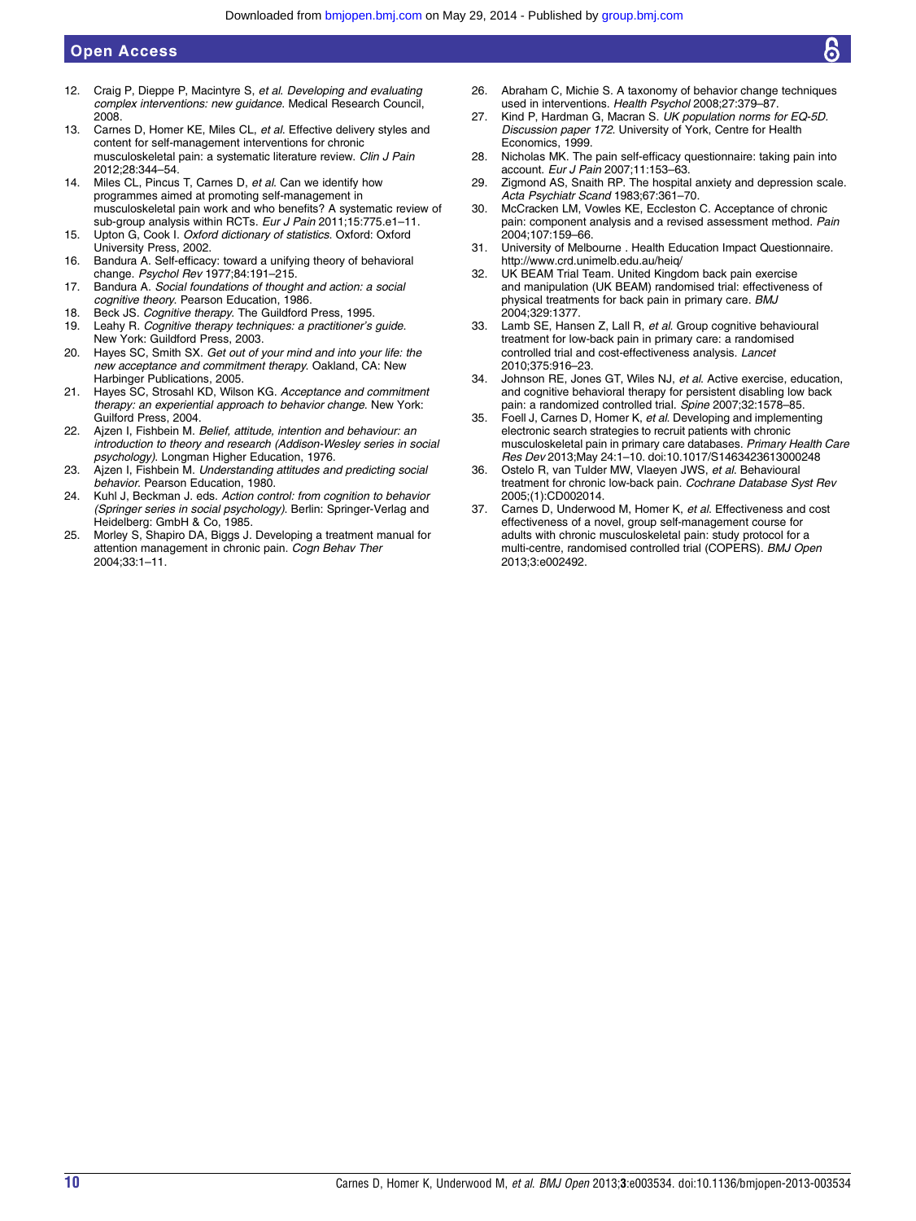12. Craig P, Dieppe P, Macintyre S, *et al*. *Developing and evaluating complex interventions: new guidance*. Medical Research Council, 2008.
13. Carnes D, Homer KE, Miles CL, *et al*. Effective delivery styles and content for self-management interventions for chronic musculoskeletal pain: a systematic literature review. *Clin J Pain* 2012;28:344–54.
14. Miles CL, Pincus T, Carnes D, *et al*. Can we identify how programmes aimed at promoting self-management in musculoskeletal pain work and who benefits? A systematic review of sub-group analysis within RCTs. *Eur J Pain* 2011;15:775.e1–11.
15. Upton G, Cook I. *Oxford dictionary of statistics*. Oxford: Oxford University Press, 2002.
16. Bandura A. Self-efficacy: toward a unifying theory of behavioral change. *Psychol Rev* 1977;84:191–215.
17. Bandura A. *Social foundations of thought and action: a social cognitive theory*. Pearson Education, 1986.
18. Beck JS. *Cognitive therapy*. The Guildford Press, 1995.
19. Leahy R. *Cognitive therapy techniques: a practitioner's guide*. New York: Guildford Press, 2003.
20. Hayes SC, Smith SX. *Get out of your mind and into your life: the new acceptance and commitment therapy*. Oakland, CA: New Harbinger Publications, 2005.
21. Hayes SC, Strosahl KD, Wilson KG. *Acceptance and commitment therapy: an experiential approach to behavior change*. New York: Guilford Press, 2004.
22. Ajzen I, Fishbein M. *Belief, attitude, intention and behaviour: an introduction to theory and research (Addison-Wesley series in social psychology)*. Longman Higher Education, 1976.
23. Ajzen I, Fishbein M. *Understanding attitudes and predicting social behavior*. Pearson Education, 1980.
24. Kuhl J, Beckman J. eds. *Action control: from cognition to behavior (Springer series in social psychology)*. Berlin: Springer-Verlag and Heidelberg: GmbH & Co, 1985.
25. Morley S, Shapiro DA, Biggs J. Developing a treatment manual for attention management in chronic pain. *Cogn Behav Ther* 2004;33:1–11.
26. Abraham C, Michie S. A taxonomy of behavior change techniques used in interventions. *Health Psychol* 2008;27:379–87.
27. Kind P, Hardman G, Macran S. *UK population norms for EQ-5D. Discussion paper 172*. University of York, Centre for Health Economics, 1999.
28. Nicholas MK. The pain self-efficacy questionnaire: taking pain into account. *Eur J Pain* 2007;11:153–63.
29. Zigmond AS, Snaith RP. The hospital anxiety and depression scale. *Acta Psychiatr Scand* 1983;67:361–70.
30. McCracken LM, Vowles KE, Eccleston C. Acceptance of chronic pain: component analysis and a revised assessment method. *Pain* 2004;107:159–66.
31. University of Melbourne . Health Education Impact Questionnaire. http://www.crd.unimelb.edu.au/heiq/
32. UK BEAM Trial Team. United Kingdom back pain exercise and manipulation (UK BEAM) randomised trial: effectiveness of physical treatments for back pain in primary care. *BMJ* 2004;329:1377.
33. Lamb SE, Hansen Z, Lall R, *et al*. Group cognitive behavioural treatment for low-back pain in primary care: a randomised controlled trial and cost-effectiveness analysis. *Lancet* 2010;375:916–23.
34. Johnson RE, Jones GT, Wiles NJ, *et al*. Active exercise, education, and cognitive behavioral therapy for persistent disabling low back pain: a randomized controlled trial. *Spine* 2007;32:1578–85.
35. Foell J, Carnes D, Homer K, *et al*. Developing and implementing electronic search strategies to recruit patients with chronic musculoskeletal pain in primary care databases. *Primary Health Care Res Dev* 2013;May 24:1–10. doi:10.1017/S1463423613000248
36. Ostelo R, van Tulder MW, Vlaeyen JWS, *et al*. Behavioural treatment for chronic low-back pain. *Cochrane Database Syst Rev* 2005;(1):CD002014.
37. Carnes D, Underwood M, Homer K, *et al*. Effectiveness and cost effectiveness of a novel, group self-management course for adults with chronic musculoskeletal pain: study protocol for a multi-centre, randomised controlled trial (COPERS). *BMJ Open* 2013;3:e002492.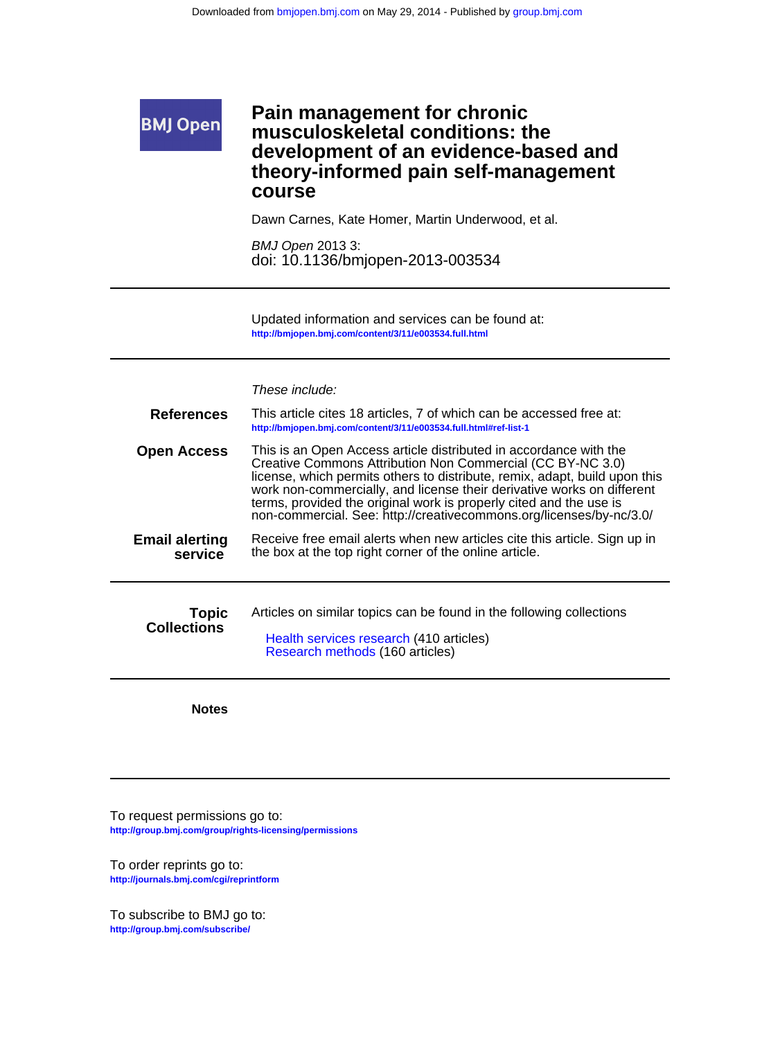# Pain management for chronic musculoskeletal conditions: the development of an evidence-based and theory-informed pain self-management course

Dawn Carnes, Kate Homer, Martin Underwood, et al.

*BMJ Open* 2013 3:
doi: 10.1136/bmjopen-2013-003534

Updated information and services can be found at:
http://bmjopen.bmj.com/content/3/11/e003534.full.html

*These include:*

**References**

This article cites 18 articles, 7 of which can be accessed free at:
http://bmjopen.bmj.com/content/3/11/e003534.full.html#ref-list-1

**Open Access**

This is an Open Access article distributed in accordance with the Creative Commons Attribution Non Commercial (CC BY-NC 3.0) license, which permits others to distribute, remix, adapt, build upon this work non-commercially, and license their derivative works on different terms, provided the original work is properly cited and the use is non-commercial. See: http://creativecommons.org/licenses/by-nc/3.0/

**Email alerting service**

Receive free email alerts when new articles cite this article. Sign up in the box at the top right corner of the online article.

**Topic Collections**

Articles on similar topics can be found in the following collections

Health services research (410 articles)
Research methods (160 articles)

**Notes**

To request permissions go to:
http://group.bmj.com/group/rights-licensing/permissions

To order reprints go to:
http://journals.bmj.com/cgi/reprintform

To subscribe to BMJ go to:
http://group.bmj.com/subscribe/